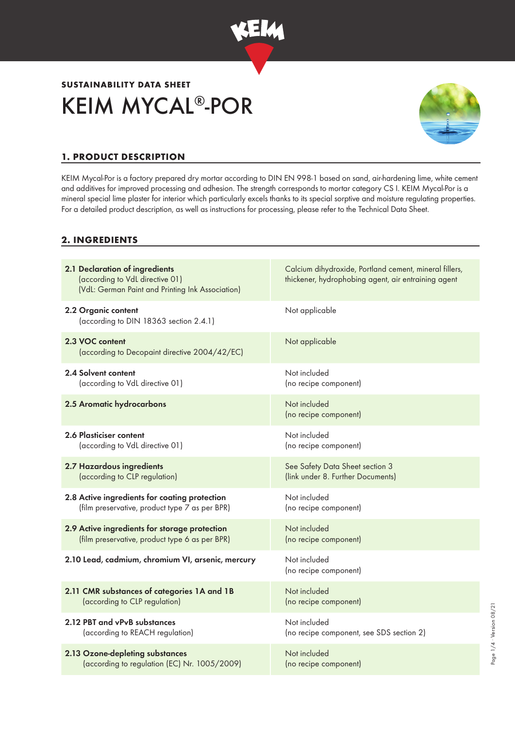**SUSTAINABILITY DATA SHEET**

# KEIM MYCAL®-POR

## 1. PRODUCT DESCRIPTION

KEIM Mycal-Por is a factory prepared dry mortar according to DIN EN 998-1 based on sand, air-hardening lime, white cement and additives for improved processing and adhesion. The strength corresponds to mortar category CS I. KEIM Mycal-Por is a mineral special lime plaster for interior which particularly excels thanks to its special sorptive and moisture regulating properties. For a detailed product description, as well as instructions for processing, please refer to the Technical Data Sheet.

## 2. INGREDIENTS

| | |
|---|---|
| **2.1 Declaration of ingredients** (according to VdL directive 01) (VdL: German Paint and Printing Ink Association) | Calcium dihydroxide, Portland cement, mineral fillers, thickener, hydrophobing agent, air entraining agent |
| **2.2 Organic content** (according to DIN 18363 section 2.4.1) | Not applicable |
| **2.3 VOC content** (according to Decopaint directive 2004/42/EC) | Not applicable |
| **2.4 Solvent content** (according to VdL directive 01) | Not included (no recipe component) |
| **2.5 Aromatic hydrocarbons** | Not included (no recipe component) |
| **2.6 Plasticiser content** (according to VdL directive 01) | Not included (no recipe component) |
| **2.7 Hazardous ingredients** (according to CLP regulation) | See Safety Data Sheet section 3 (link under 8. Further Documents) |
| **2.8 Active ingredients for coating protection** (film preservative, product type 7 as per BPR) | Not included (no recipe component) |
| **2.9 Active ingredients for storage protection** (film preservative, product type 6 as per BPR) | Not included (no recipe component) |
| **2.10 Lead, cadmium, chromium VI, arsenic, mercury** | Not included (no recipe component) |
| **2.11 CMR substances of categories 1A and 1B** (according to CLP regulation) | Not included (no recipe component) |
| **2.12 PBT and vPvB substances** (according to REACH regulation) | Not included (no recipe component, see SDS section 2) |
| **2.13 Ozone-depleting substances** (according to regulation (EC) Nr. 1005/2009) | Not included (no recipe component) |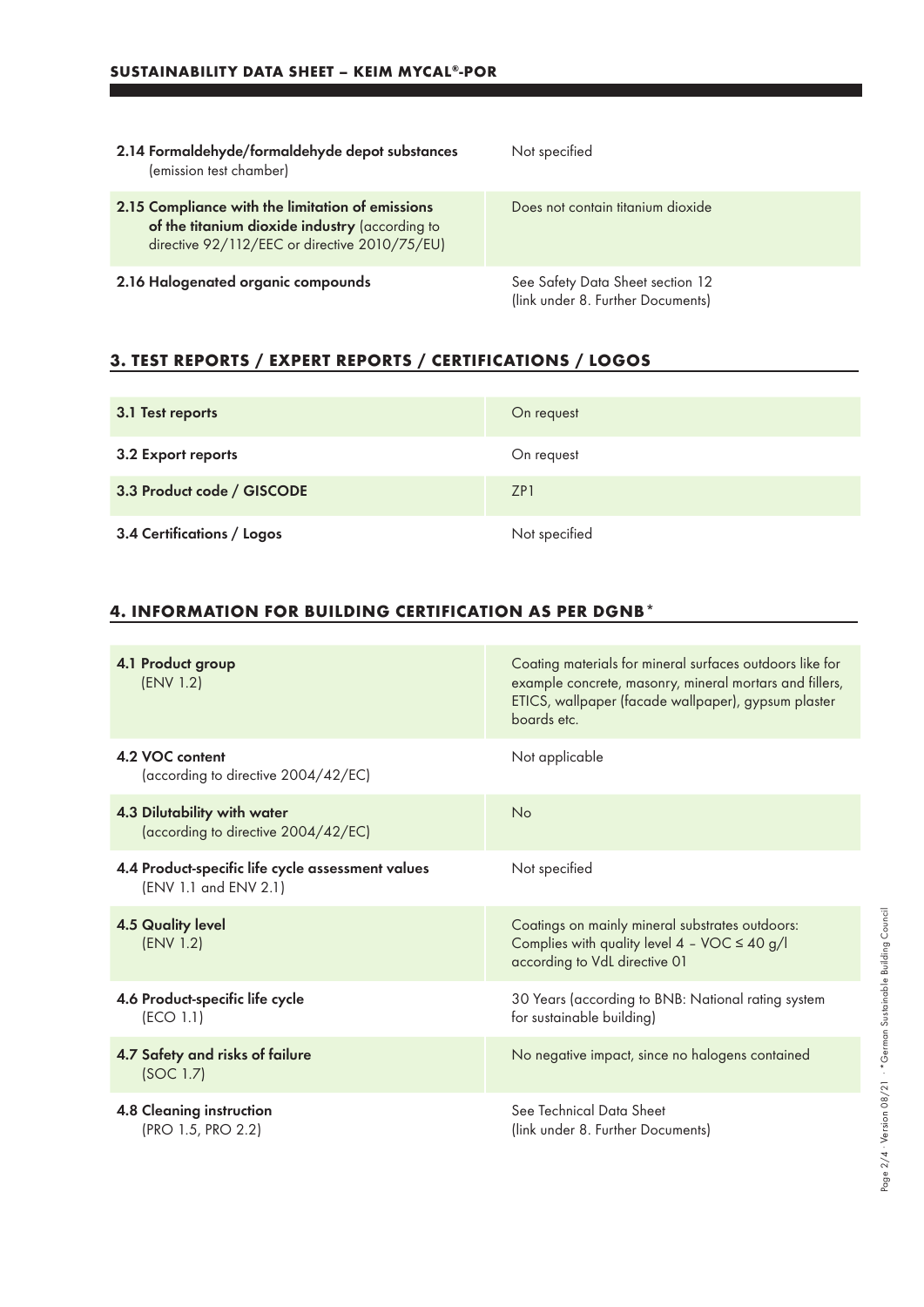| | |
|---|---|
| **2.14 Formaldehyde/formaldehyde depot substances** (emission test chamber) | Not specified |
| **2.15 Compliance with the limitation of emissions of the titanium dioxide industry** (according to directive 92/112/EEC or directive 2010/75/EU) | Does not contain titanium dioxide |
| **2.16 Halogenated organic compounds** | See Safety Data Sheet section 12 (link under 8. Further Documents) |

## 3. TEST REPORTS / EXPERT REPORTS / CERTIFICATIONS / LOGOS

| | |
|---|---|
| **3.1 Test reports** | On request |
| **3.2 Export reports** | On request |
| **3.3 Product code / GISCODE** | ZP1 |
| **3.4 Certifications / Logos** | Not specified |

## 4. INFORMATION FOR BUILDING CERTIFICATION AS PER DGNB*

| | |
|---|---|
| **4.1 Product group** (ENV 1.2) | Coating materials for mineral surfaces outdoors like for example concrete, masonry, mineral mortars and fillers, ETICS, wallpaper (facade wallpaper), gypsum plaster boards etc. |
| **4.2 VOC content** (according to directive 2004/42/EC) | Not applicable |
| **4.3 Dilutability with water** (according to directive 2004/42/EC) | No |
| **4.4 Product-specific life cycle assessment values** (ENV 1.1 and ENV 2.1) | Not specified |
| **4.5 Quality level** (ENV 1.2) | Coatings on mainly mineral substrates outdoors: Complies with quality level 4 – VOC ≤ 40 g/l according to VdL directive 01 |
| **4.6 Product-specific life cycle** (ECO 1.1) | 30 Years (according to BNB: National rating system for sustainable building) |
| **4.7 Safety and risks of failure** (SOC 1.7) | No negative impact, since no halogens contained |
| **4.8 Cleaning instruction** (PRO 1.5, PRO 2.2) | See Technical Data Sheet (link under 8. Further Documents) |

*German Sustainable Building Council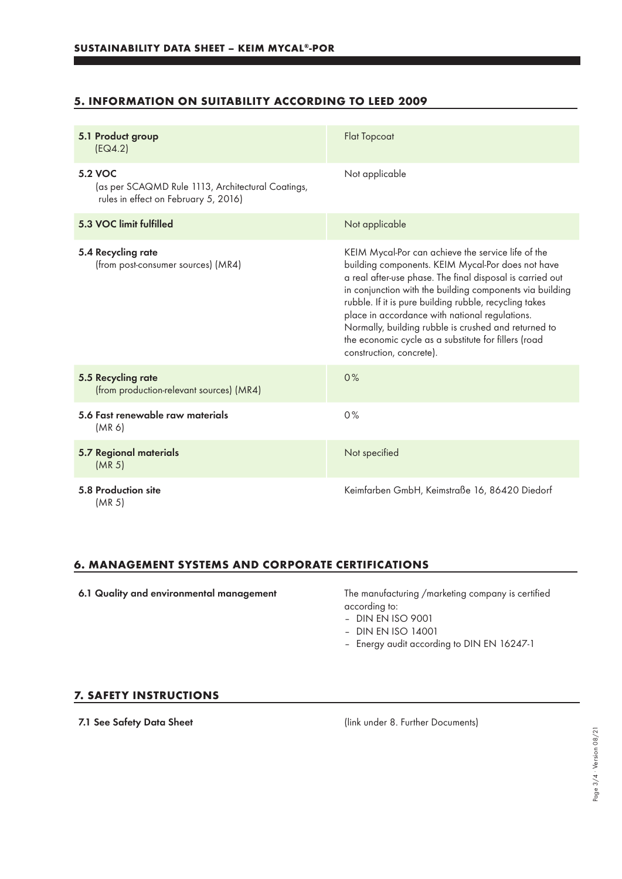## 5. INFORMATION ON SUITABILITY ACCORDING TO LEED 2009

| | |
|---|---|
| **5.1 Product group** (EQ4.2) | Flat Topcoat |
| **5.2 VOC** (as per SCAQMD Rule 1113, Architectural Coatings, rules in effect on February 5, 2016) | Not applicable |
| **5.3 VOC limit fulfilled** | Not applicable |
| **5.4 Recycling rate** (from post-consumer sources) (MR4) | KEIM Mycal-Por can achieve the service life of the building components. KEIM Mycal-Por does not have a real after-use phase. The final disposal is carried out in conjunction with the building components via building rubble. If it is pure building rubble, recycling takes place in accordance with national regulations. Normally, building rubble is crushed and returned to the economic cycle as a substitute for fillers (road construction, concrete). |
| **5.5 Recycling rate** (from production-relevant sources) (MR4) | 0% |
| **5.6 Fast renewable raw materials** (MR 6) | 0% |
| **5.7 Regional materials** (MR 5) | Not specified |
| **5.8 Production site** (MR 5) | Keimfarben GmbH, Keimstraße 16, 86420 Diedorf |

## 6. MANAGEMENT SYSTEMS AND CORPORATE CERTIFICATIONS

**6.1 Quality and environmental management**

The manufacturing /marketing company is certified according to:
- DIN EN ISO 9001
- DIN EN ISO 14001
- Energy audit according to DIN EN 16247-1

## 7. SAFETY INSTRUCTIONS

**7.1 See Safety Data Sheet**

(link under 8. Further Documents)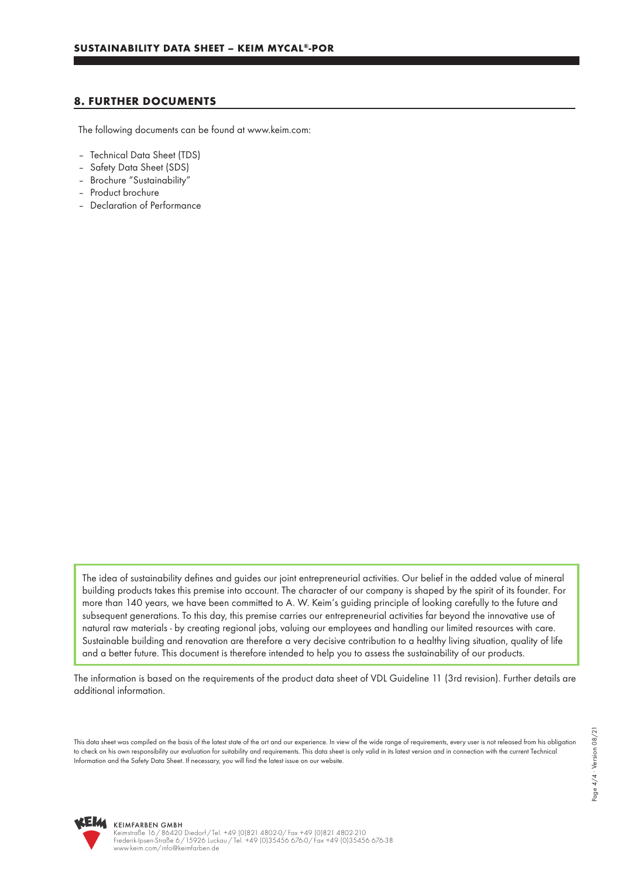## 8. FURTHER DOCUMENTS

The following documents can be found at www.keim.com:

- Technical Data Sheet (TDS)
- Safety Data Sheet (SDS)
- Brochure "Sustainability"
- Product brochure
- Declaration of Performance

The idea of sustainability defines and guides our joint entrepreneurial activities. Our belief in the added value of mineral building products takes this premise into account. The character of our company is shaped by the spirit of its founder. For more than 140 years, we have been committed to A. W. Keim's guiding principle of looking carefully to the future and subsequent generations. To this day, this premise carries our entrepreneurial activities far beyond the innovative use of natural raw materials - by creating regional jobs, valuing our employees and handling our limited resources with care. Sustainable building and renovation are therefore a very decisive contribution to a healthy living situation, quality of life and a better future. This document is therefore intended to help you to assess the sustainability of our products.

The information is based on the requirements of the product data sheet of VDL Guideline 11 (3rd revision). Further details are additional information.

This data sheet was compiled on the basis of the latest state of the art and our experience. In view of the wide range of requirements, every user is not released from his obligation to check on his own responsibility our evaluation for suitability and requirements. This data sheet is only valid in its latest version and in connection with the current Technical Information and the Safety Data Sheet. If necessary, you will find the latest issue on our website.

**KEIMFARBEN GMBH**
Keimstraße 16 / 86420 Diedorf / Tel. +49 (0)821 4802-0 / Fax +49 (0)821 4802-210
Frederik-Ipsen-Straße 6 / 15926 Luckau / Tel. +49 (0)35456 676-0 / Fax +49 (0)35456 676-38
www.keim.com / info@keimfarben.de